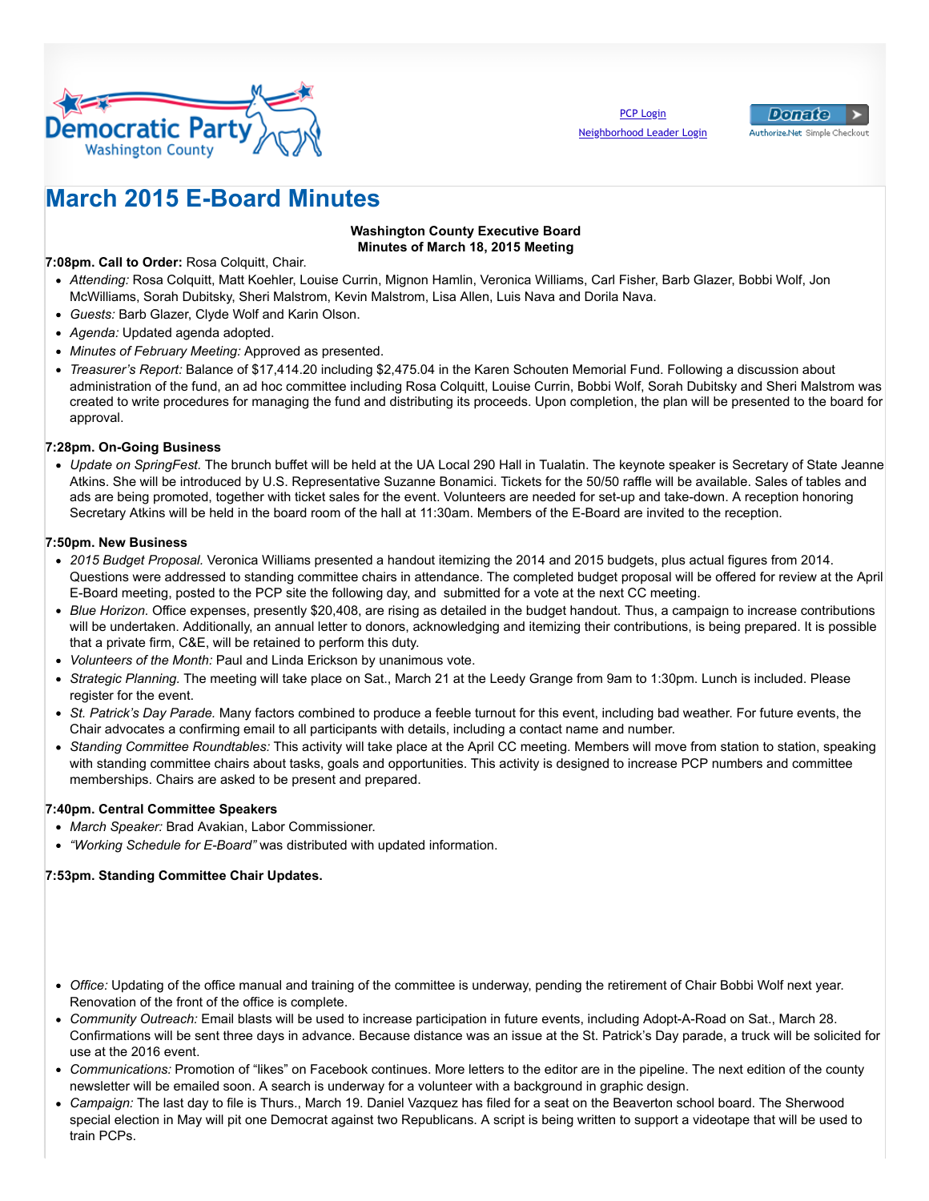PCP Login
Neighborhood Leader Login

# March 2015 E-Board Minutes

**Washington County Executive Board**
**Minutes of March 18, 2015 Meeting**

**7:08pm. Call to Order:** Rosa Colquitt, Chair.

- *Attending:* Rosa Colquitt, Matt Koehler, Louise Currin, Mignon Hamlin, Veronica Williams, Carl Fisher, Barb Glazer, Bobbi Wolf, Jon McWilliams, Sorah Dubitsky, Sheri Malstrom, Kevin Malstrom, Lisa Allen, Luis Nava and Dorila Nava.
- *Guests:* Barb Glazer, Clyde Wolf and Karin Olson.
- *Agenda:* Updated agenda adopted.
- *Minutes of February Meeting:* Approved as presented.
- *Treasurer's Report:* Balance of $17,414.20 including $2,475.04 in the Karen Schouten Memorial Fund. Following a discussion about administration of the fund, an ad hoc committee including Rosa Colquitt, Louise Currin, Bobbi Wolf, Sorah Dubitsky and Sheri Malstrom was created to write procedures for managing the fund and distributing its proceeds. Upon completion, the plan will be presented to the board for approval.

**7:28pm. On-Going Business**

- *Update on SpringFest.* The brunch buffet will be held at the UA Local 290 Hall in Tualatin. The keynote speaker is Secretary of State Jeanne Atkins. She will be introduced by U.S. Representative Suzanne Bonamici. Tickets for the 50/50 raffle will be available. Sales of tables and ads are being promoted, together with ticket sales for the event. Volunteers are needed for set-up and take-down. A reception honoring Secretary Atkins will be held in the board room of the hall at 11:30am. Members of the E-Board are invited to the reception.

**7:50pm. New Business**

- *2015 Budget Proposal.* Veronica Williams presented a handout itemizing the 2014 and 2015 budgets, plus actual figures from 2014. Questions were addressed to standing committee chairs in attendance. The completed budget proposal will be offered for review at the April E-Board meeting, posted to the PCP site the following day, and submitted for a vote at the next CC meeting.
- *Blue Horizon.* Office expenses, presently $20,408, are rising as detailed in the budget handout. Thus, a campaign to increase contributions will be undertaken. Additionally, an annual letter to donors, acknowledging and itemizing their contributions, is being prepared. It is possible that a private firm, C&E, will be retained to perform this duty.
- *Volunteers of the Month:* Paul and Linda Erickson by unanimous vote.
- *Strategic Planning.* The meeting will take place on Sat., March 21 at the Leedy Grange from 9am to 1:30pm. Lunch is included. Please register for the event.
- *St. Patrick's Day Parade.* Many factors combined to produce a feeble turnout for this event, including bad weather. For future events, the Chair advocates a confirming email to all participants with details, including a contact name and number.
- *Standing Committee Roundtables:* This activity will take place at the April CC meeting. Members will move from station to station, speaking with standing committee chairs about tasks, goals and opportunities. This activity is designed to increase PCP numbers and committee memberships. Chairs are asked to be present and prepared.

**7:40pm. Central Committee Speakers**

- *March Speaker:* Brad Avakian, Labor Commissioner.
- *"Working Schedule for E-Board"* was distributed with updated information.

**7:53pm. Standing Committee Chair Updates.**

- *Office:* Updating of the office manual and training of the committee is underway, pending the retirement of Chair Bobbi Wolf next year. Renovation of the front of the office is complete.
- *Community Outreach:* Email blasts will be used to increase participation in future events, including Adopt-A-Road on Sat., March 28. Confirmations will be sent three days in advance. Because distance was an issue at the St. Patrick's Day parade, a truck will be solicited for use at the 2016 event.
- *Communications:* Promotion of "likes" on Facebook continues. More letters to the editor are in the pipeline. The next edition of the county newsletter will be emailed soon. A search is underway for a volunteer with a background in graphic design.
- *Campaign:* The last day to file is Thurs., March 19. Daniel Vazquez has filed for a seat on the Beaverton school board. The Sherwood special election in May will pit one Democrat against two Republicans. A script is being written to support a videotape that will be used to train PCPs.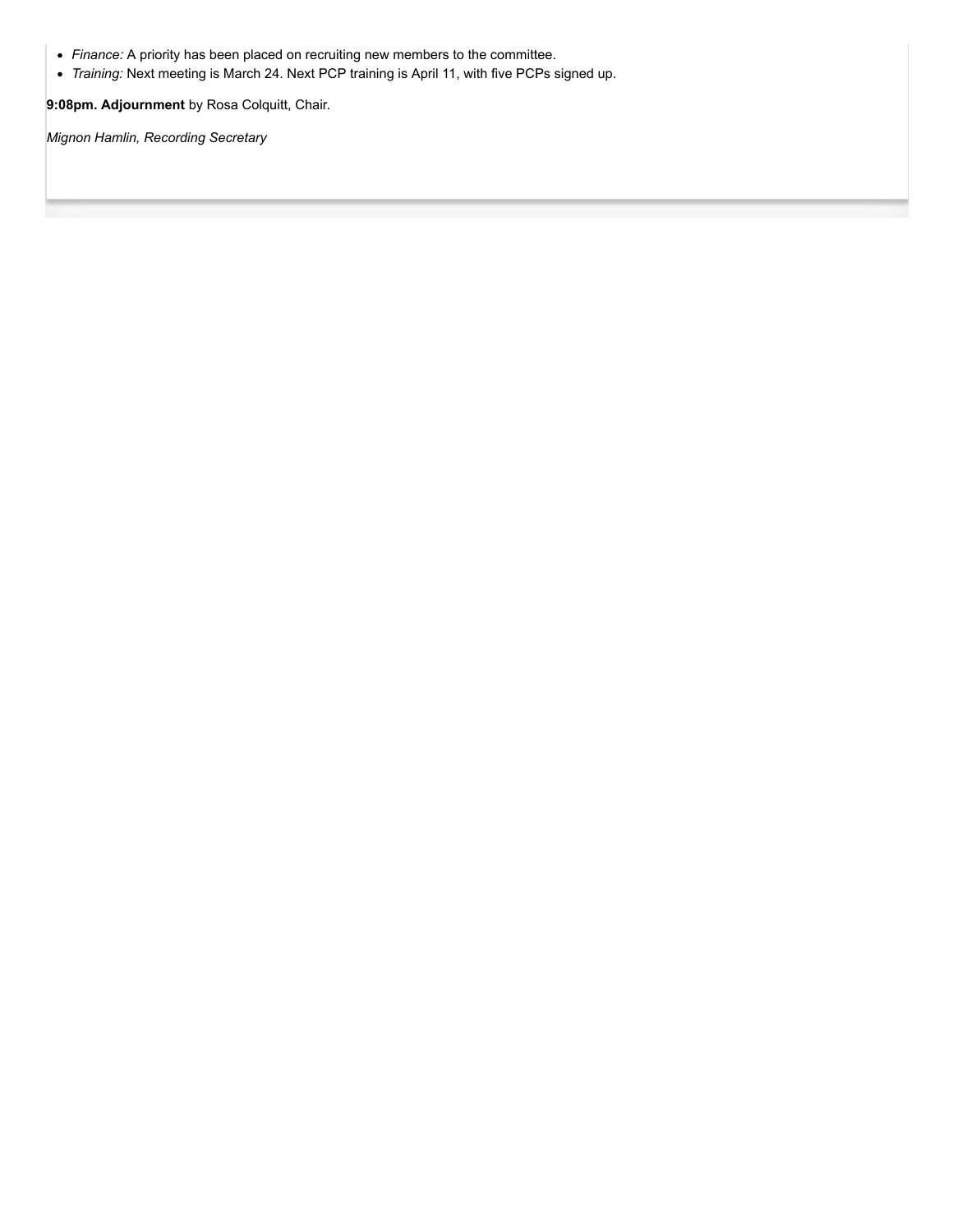- *Finance:* A priority has been placed on recruiting new members to the committee.
- *Training:* Next meeting is March 24. Next PCP training is April 11, with five PCPs signed up.

**9:08pm. Adjournment** by Rosa Colquitt, Chair.

*Mignon Hamlin, Recording Secretary*